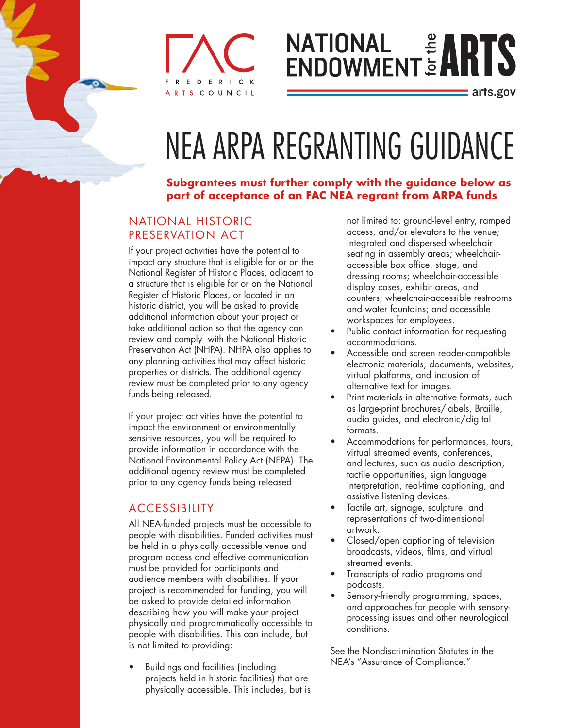# NEA ARPA REGRANTING GUIDANCE

**Subgrantees must further comply with the guidance below as part of acceptance of an FAC NEA regrant from ARPA funds**

## NATIONAL HISTORIC PRESERVATION ACT

If your project activities have the potential to impact any structure that is eligible for or on the National Register of Historic Places, adjacent to a structure that is eligible for or on the National Register of Historic Places, or located in an historic district, you will be asked to provide additional information about your project or take additional action so that the agency can review and comply with the National Historic Preservation Act (NHPA). NHPA also applies to any planning activities that may affect historic properties or districts. The additional agency review must be completed prior to any agency funds being released.

If your project activities have the potential to impact the environment or environmentally sensitive resources, you will be required to provide information in accordance with the National Environmental Policy Act (NEPA). The additional agency review must be completed prior to any agency funds being released

## ACCESSIBILITY

All NEA-funded projects must be accessible to people with disabilities. Funded activities must be held in a physically accessible venue and program access and effective communication must be provided for participants and audience members with disabilities. If your project is recommended for funding, you will be asked to provide detailed information describing how you will make your project physically and programmatically accessible to people with disabilities. This can include, but is not limited to providing:

- Buildings and facilities (including projects held in historic facilities) that are physically accessible. This includes, but is not limited to: ground-level entry, ramped access, and/or elevators to the venue; integrated and dispersed wheelchair seating in assembly areas; wheelchair-accessible box office, stage, and dressing rooms; wheelchair-accessible display cases, exhibit areas, and counters; wheelchair-accessible restrooms and water fountains; and accessible workspaces for employees.
- Public contact information for requesting accommodations.
- Accessible and screen reader-compatible electronic materials, documents, websites, virtual platforms, and inclusion of alternative text for images.
- Print materials in alternative formats, such as large-print brochures/labels, Braille, audio guides, and electronic/digital formats.
- Accommodations for performances, tours, virtual streamed events, conferences, and lectures, such as audio description, tactile opportunities, sign language interpretation, real-time captioning, and assistive listening devices.
- Tactile art, signage, sculpture, and representations of two-dimensional artwork.
- Closed/open captioning of television broadcasts, videos, films, and virtual streamed events.
- Transcripts of radio programs and podcasts.
- Sensory-friendly programming, spaces, and approaches for people with sensory-processing issues and other neurological conditions.

See the Nondiscrimination Statutes in the NEA's "Assurance of Compliance."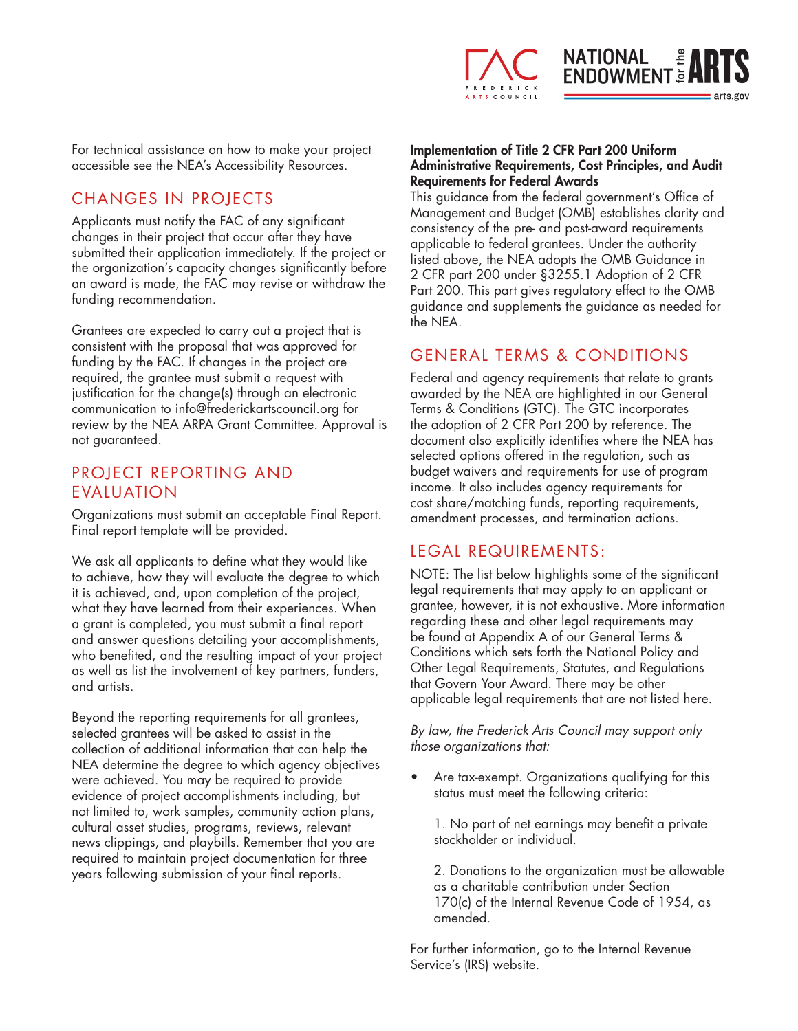For technical assistance on how to make your project accessible see the NEA's Accessibility Resources.

## CHANGES IN PROJECTS

Applicants must notify the FAC of any significant changes in their project that occur after they have submitted their application immediately. If the project or the organization's capacity changes significantly before an award is made, the FAC may revise or withdraw the funding recommendation.

Grantees are expected to carry out a project that is consistent with the proposal that was approved for funding by the FAC. If changes in the project are required, the grantee must submit a request with justification for the change(s) through an electronic communication to info@frederickartscouncil.org for review by the NEA ARPA Grant Committee. Approval is not guaranteed.

## PROJECT REPORTING AND EVALUATION

Organizations must submit an acceptable Final Report. Final report template will be provided.

We ask all applicants to define what they would like to achieve, how they will evaluate the degree to which it is achieved, and, upon completion of the project, what they have learned from their experiences. When a grant is completed, you must submit a final report and answer questions detailing your accomplishments, who benefited, and the resulting impact of your project as well as list the involvement of key partners, funders, and artists.

Beyond the reporting requirements for all grantees, selected grantees will be asked to assist in the collection of additional information that can help the NEA determine the degree to which agency objectives were achieved. You may be required to provide evidence of project accomplishments including, but not limited to, work samples, community action plans, cultural asset studies, programs, reviews, relevant news clippings, and playbills. Remember that you are required to maintain project documentation for three years following submission of your final reports.

**Implementation of Title 2 CFR Part 200 Uniform Administrative Requirements, Cost Principles, and Audit Requirements for Federal Awards**

This guidance from the federal government's Office of Management and Budget (OMB) establishes clarity and consistency of the pre- and post-award requirements applicable to federal grantees. Under the authority listed above, the NEA adopts the OMB Guidance in 2 CFR part 200 under §3255.1 Adoption of 2 CFR Part 200. This part gives regulatory effect to the OMB guidance and supplements the guidance as needed for the NEA.

## GENERAL TERMS & CONDITIONS

Federal and agency requirements that relate to grants awarded by the NEA are highlighted in our General Terms & Conditions (GTC). The GTC incorporates the adoption of 2 CFR Part 200 by reference. The document also explicitly identifies where the NEA has selected options offered in the regulation, such as budget waivers and requirements for use of program income. It also includes agency requirements for cost share/matching funds, reporting requirements, amendment processes, and termination actions.

## LEGAL REQUIREMENTS:

NOTE: The list below highlights some of the significant legal requirements that may apply to an applicant or grantee, however, it is not exhaustive. More information regarding these and other legal requirements may be found at Appendix A of our General Terms & Conditions which sets forth the National Policy and Other Legal Requirements, Statutes, and Regulations that Govern Your Award. There may be other applicable legal requirements that are not listed here.

*By law, the Frederick Arts Council may support only those organizations that:*

- Are tax-exempt. Organizations qualifying for this status must meet the following criteria:

  1. No part of net earnings may benefit a private stockholder or individual.

  2. Donations to the organization must be allowable as a charitable contribution under Section 170(c) of the Internal Revenue Code of 1954, as amended.

For further information, go to the Internal Revenue Service's (IRS) website.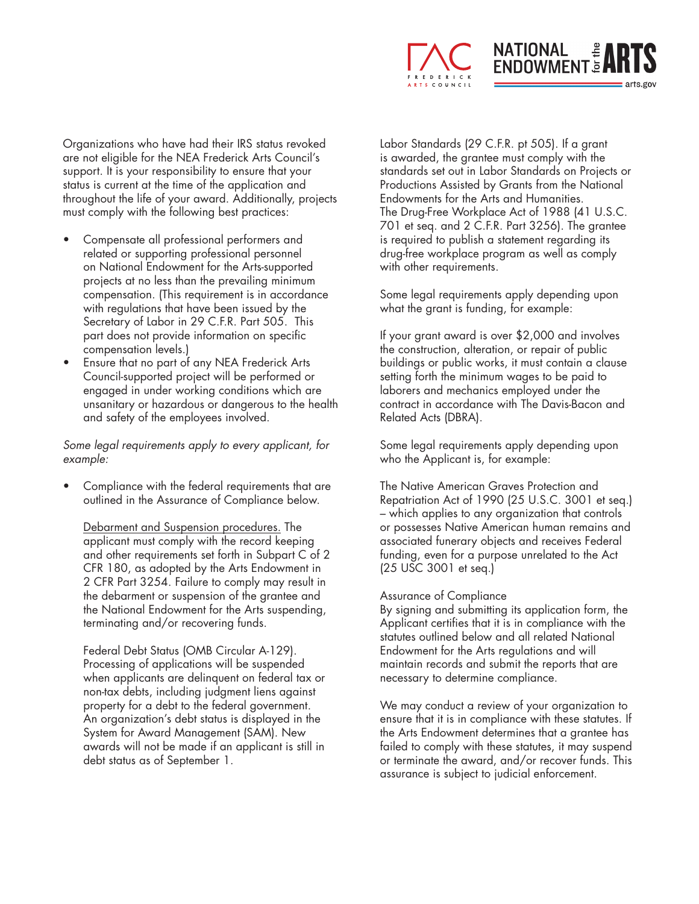Organizations who have had their IRS status revoked are not eligible for the NEA Frederick Arts Council's support. It is your responsibility to ensure that your status is current at the time of the application and throughout the life of your award. Additionally, projects must comply with the following best practices:

- Compensate all professional performers and related or supporting professional personnel on National Endowment for the Arts-supported projects at no less than the prevailing minimum compensation. (This requirement is in accordance with regulations that have been issued by the Secretary of Labor in 29 C.F.R. Part 505. This part does not provide information on specific compensation levels.)
- Ensure that no part of any NEA Frederick Arts Council-supported project will be performed or engaged in under working conditions which are unsanitary or hazardous or dangerous to the health and safety of the employees involved.

*Some legal requirements apply to every applicant, for example:*

- Compliance with the federal requirements that are outlined in the Assurance of Compliance below.

  Debarment and Suspension procedures. The applicant must comply with the record keeping and other requirements set forth in Subpart C of 2 CFR 180, as adopted by the Arts Endowment in 2 CFR Part 3254. Failure to comply may result in the debarment or suspension of the grantee and the National Endowment for the Arts suspending, terminating and/or recovering funds.

  Federal Debt Status (OMB Circular A-129). Processing of applications will be suspended when applicants are delinquent on federal tax or non-tax debts, including judgment liens against property for a debt to the federal government. An organization's debt status is displayed in the System for Award Management (SAM). New awards will not be made if an applicant is still in debt status as of September 1.

Labor Standards (29 C.F.R. pt 505). If a grant is awarded, the grantee must comply with the standards set out in Labor Standards on Projects or Productions Assisted by Grants from the National Endowments for the Arts and Humanities.
The Drug-Free Workplace Act of 1988 (41 U.S.C. 701 et seq. and 2 C.F.R. Part 3256). The grantee is required to publish a statement regarding its drug-free workplace program as well as comply with other requirements.

Some legal requirements apply depending upon what the grant is funding, for example:

If your grant award is over $2,000 and involves the construction, alteration, or repair of public buildings or public works, it must contain a clause setting forth the minimum wages to be paid to laborers and mechanics employed under the contract in accordance with The Davis-Bacon and Related Acts (DBRA).

Some legal requirements apply depending upon who the Applicant is, for example:

The Native American Graves Protection and Repatriation Act of 1990 (25 U.S.C. 3001 et seq.) – which applies to any organization that controls or possesses Native American human remains and associated funerary objects and receives Federal funding, even for a purpose unrelated to the Act (25 USC 3001 et seq.)

Assurance of Compliance
By signing and submitting its application form, the Applicant certifies that it is in compliance with the statutes outlined below and all related National Endowment for the Arts regulations and will maintain records and submit the reports that are necessary to determine compliance.

We may conduct a review of your organization to ensure that it is in compliance with these statutes. If the Arts Endowment determines that a grantee has failed to comply with these statutes, it may suspend or terminate the award, and/or recover funds. This assurance is subject to judicial enforcement.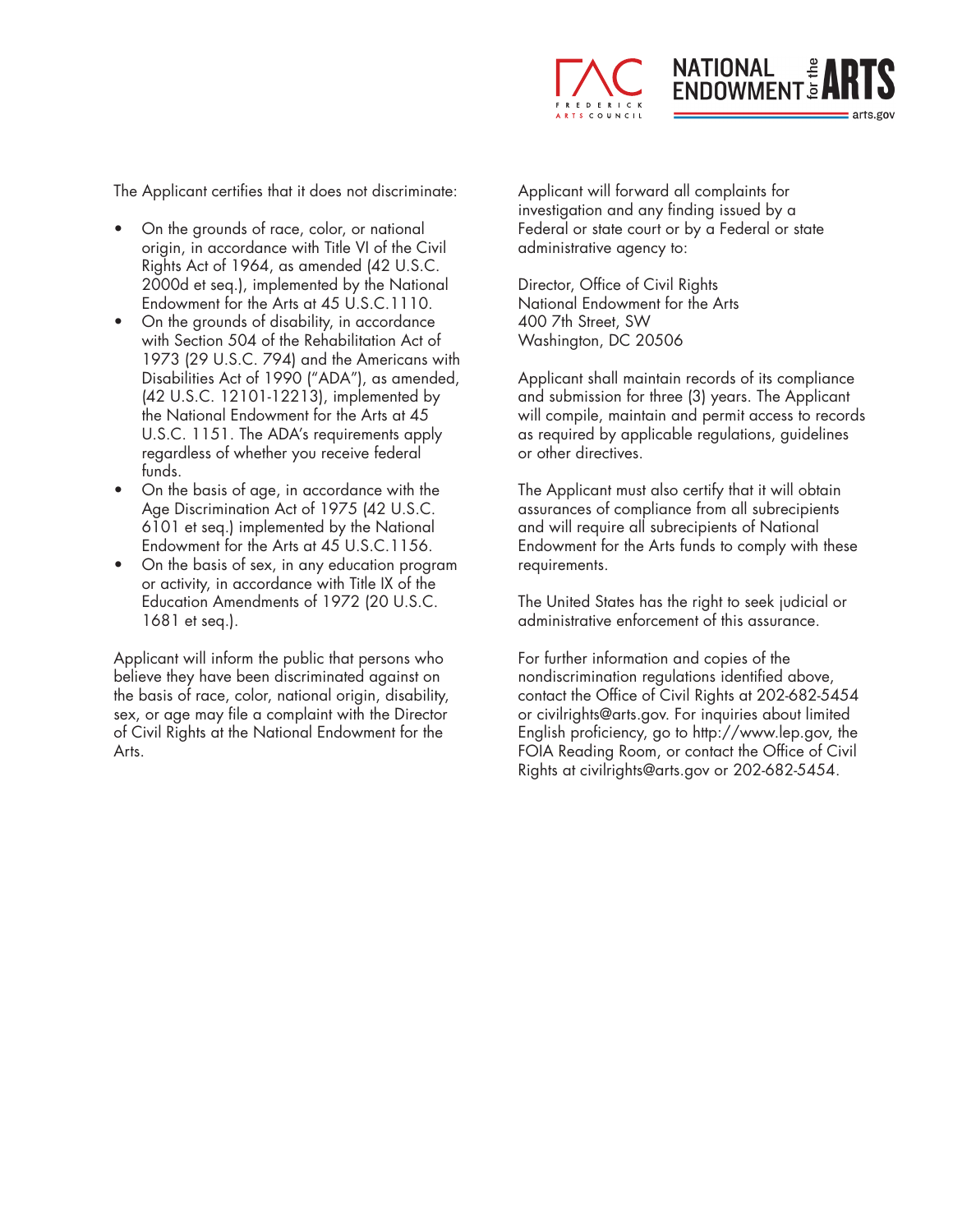The Applicant certifies that it does not discriminate:

- On the grounds of race, color, or national origin, in accordance with Title VI of the Civil Rights Act of 1964, as amended (42 U.S.C. 2000d et seq.), implemented by the National Endowment for the Arts at 45 U.S.C.1110.
- On the grounds of disability, in accordance with Section 504 of the Rehabilitation Act of 1973 (29 U.S.C. 794) and the Americans with Disabilities Act of 1990 ("ADA"), as amended, (42 U.S.C. 12101-12213), implemented by the National Endowment for the Arts at 45 U.S.C. 1151. The ADA's requirements apply regardless of whether you receive federal funds.
- On the basis of age, in accordance with the Age Discrimination Act of 1975 (42 U.S.C. 6101 et seq.) implemented by the National Endowment for the Arts at 45 U.S.C.1156.
- On the basis of sex, in any education program or activity, in accordance with Title IX of the Education Amendments of 1972 (20 U.S.C. 1681 et seq.).

Applicant will inform the public that persons who believe they have been discriminated against on the basis of race, color, national origin, disability, sex, or age may file a complaint with the Director of Civil Rights at the National Endowment for the Arts.

Applicant will forward all complaints for investigation and any finding issued by a Federal or state court or by a Federal or state administrative agency to:

Director, Office of Civil Rights
National Endowment for the Arts
400 7th Street, SW
Washington, DC 20506

Applicant shall maintain records of its compliance and submission for three (3) years. The Applicant will compile, maintain and permit access to records as required by applicable regulations, guidelines or other directives.

The Applicant must also certify that it will obtain assurances of compliance from all subrecipients and will require all subrecipients of National Endowment for the Arts funds to comply with these requirements.

The United States has the right to seek judicial or administrative enforcement of this assurance.

For further information and copies of the nondiscrimination regulations identified above, contact the Office of Civil Rights at 202-682-5454 or civilrights@arts.gov. For inquiries about limited English proficiency, go to http://www.lep.gov, the FOIA Reading Room, or contact the Office of Civil Rights at civilrights@arts.gov or 202-682-5454.